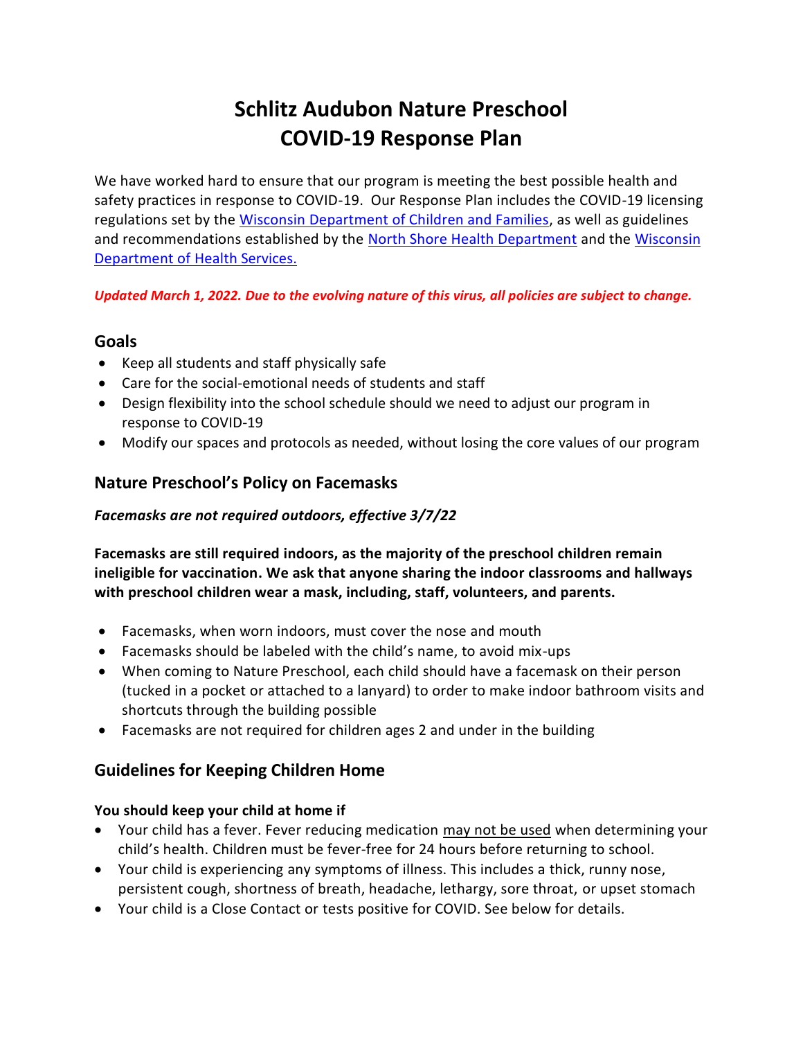# Schlitz Audubon Nature Preschool
# COVID-19 Response Plan

We have worked hard to ensure that our program is meeting the best possible health and safety practices in response to COVID-19. Our Response Plan includes the COVID-19 licensing regulations set by the [Wisconsin Department of Children and Families](), as well as guidelines and recommendations established by the [North Shore Health Department]() and the [Wisconsin Department of Health Services.]()

***Updated March 1, 2022. Due to the evolving nature of this virus, all policies are subject to change.***

## Goals

- Keep all students and staff physically safe
- Care for the social-emotional needs of students and staff
- Design flexibility into the school schedule should we need to adjust our program in response to COVID-19
- Modify our spaces and protocols as needed, without losing the core values of our program

## Nature Preschool's Policy on Facemasks

***Facemasks are not required outdoors, effective 3/7/22***

**Facemasks are still required indoors, as the majority of the preschool children remain ineligible for vaccination. We ask that anyone sharing the indoor classrooms and hallways with preschool children wear a mask, including, staff, volunteers, and parents.**

- Facemasks, when worn indoors, must cover the nose and mouth
- Facemasks should be labeled with the child's name, to avoid mix-ups
- When coming to Nature Preschool, each child should have a facemask on their person (tucked in a pocket or attached to a lanyard) to order to make indoor bathroom visits and shortcuts through the building possible
- Facemasks are not required for children ages 2 and under in the building

## Guidelines for Keeping Children Home

**You should keep your child at home if**

- Your child has a fever. Fever reducing medication may not be used when determining your child's health. Children must be fever-free for 24 hours before returning to school.
- Your child is experiencing any symptoms of illness. This includes a thick, runny nose, persistent cough, shortness of breath, headache, lethargy, sore throat, or upset stomach
- Your child is a Close Contact or tests positive for COVID. See below for details.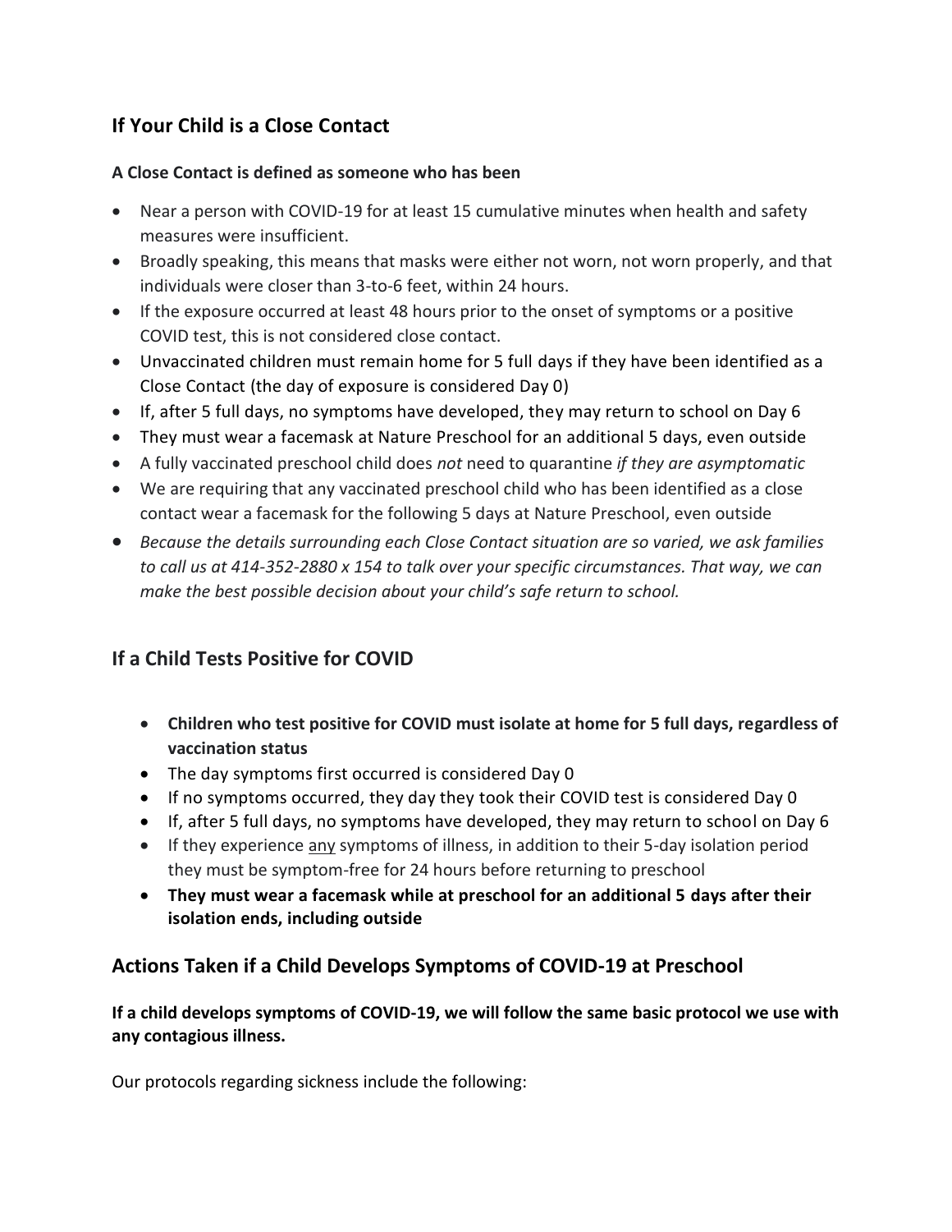## If Your Child is a Close Contact

**A Close Contact is defined as someone who has been**

- Near a person with COVID-19 for at least 15 cumulative minutes when health and safety measures were insufficient.
- Broadly speaking, this means that masks were either not worn, not worn properly, and that individuals were closer than 3-to-6 feet, within 24 hours.
- If the exposure occurred at least 48 hours prior to the onset of symptoms or a positive COVID test, this is not considered close contact.
- Unvaccinated children must remain home for 5 full days if they have been identified as a Close Contact (the day of exposure is considered Day 0)
- If, after 5 full days, no symptoms have developed, they may return to school on Day 6
- They must wear a facemask at Nature Preschool for an additional 5 days, even outside
- A fully vaccinated preschool child does *not* need to quarantine *if they are asymptomatic*
- We are requiring that any vaccinated preschool child who has been identified as a close contact wear a facemask for the following 5 days at Nature Preschool, even outside
- *Because the details surrounding each Close Contact situation are so varied, we ask families to call us at 414-352-2880 x 154 to talk over your specific circumstances. That way, we can make the best possible decision about your child's safe return to school.*

## If a Child Tests Positive for COVID

- **Children who test positive for COVID must isolate at home for 5 full days, regardless of vaccination status**
- The day symptoms first occurred is considered Day 0
- If no symptoms occurred, they day they took their COVID test is considered Day 0
- If, after 5 full days, no symptoms have developed, they may return to school on Day 6
- If they experience <u>any</u> symptoms of illness, in addition to their 5-day isolation period they must be symptom-free for 24 hours before returning to preschool
- **They must wear a facemask while at preschool for an additional 5 days after their isolation ends, including outside**

## Actions Taken if a Child Develops Symptoms of COVID-19 at Preschool

**If a child develops symptoms of COVID-19, we will follow the same basic protocol we use with any contagious illness.**

Our protocols regarding sickness include the following: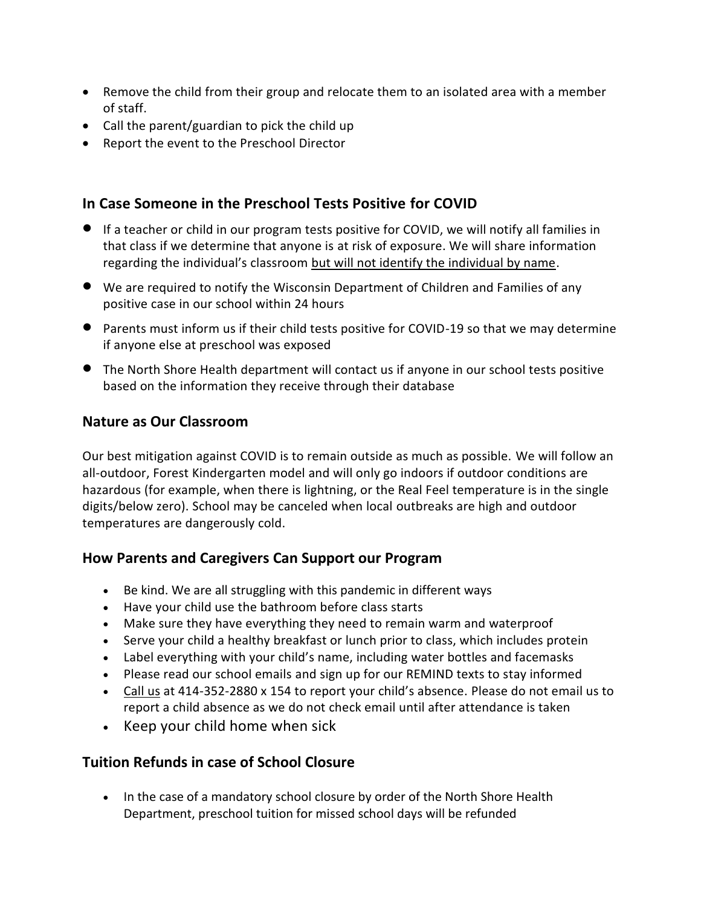- Remove the child from their group and relocate them to an isolated area with a member of staff.
- Call the parent/guardian to pick the child up
- Report the event to the Preschool Director

## In Case Someone in the Preschool Tests Positive for COVID

- If a teacher or child in our program tests positive for COVID, we will notify all families in that class if we determine that anyone is at risk of exposure. We will share information regarding the individual's classroom <u>but will not identify the individual by name</u>.
- We are required to notify the Wisconsin Department of Children and Families of any positive case in our school within 24 hours
- Parents must inform us if their child tests positive for COVID-19 so that we may determine if anyone else at preschool was exposed
- The North Shore Health department will contact us if anyone in our school tests positive based on the information they receive through their database

## Nature as Our Classroom

Our best mitigation against COVID is to remain outside as much as possible. We will follow an all-outdoor, Forest Kindergarten model and will only go indoors if outdoor conditions are hazardous (for example, when there is lightning, or the Real Feel temperature is in the single digits/below zero). School may be canceled when local outbreaks are high and outdoor temperatures are dangerously cold.

## How Parents and Caregivers Can Support our Program

- Be kind. We are all struggling with this pandemic in different ways
- Have your child use the bathroom before class starts
- Make sure they have everything they need to remain warm and waterproof
- Serve your child a healthy breakfast or lunch prior to class, which includes protein
- Label everything with your child's name, including water bottles and facemasks
- Please read our school emails and sign up for our REMIND texts to stay informed
- <u>Call us</u> at 414-352-2880 x 154 to report your child's absence. Please do not email us to report a child absence as we do not check email until after attendance is taken
- Keep your child home when sick

## Tuition Refunds in case of School Closure

- In the case of a mandatory school closure by order of the North Shore Health Department, preschool tuition for missed school days will be refunded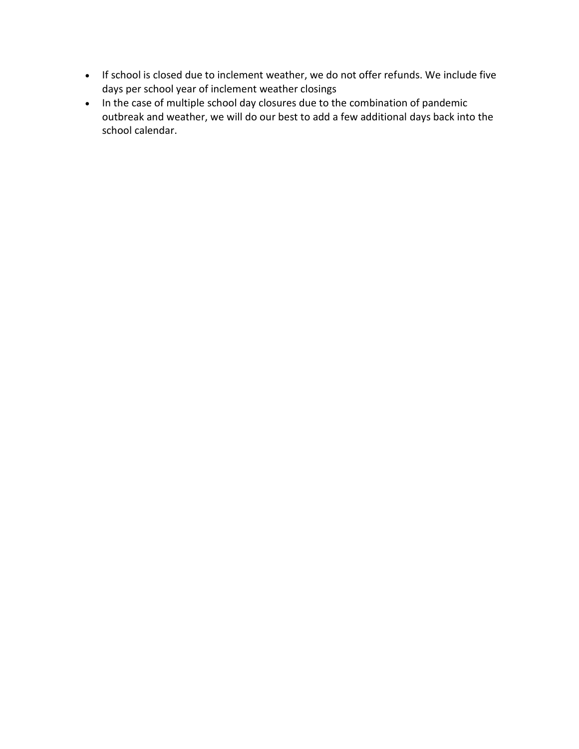- If school is closed due to inclement weather, we do not offer refunds. We include five days per school year of inclement weather closings
- In the case of multiple school day closures due to the combination of pandemic outbreak and weather, we will do our best to add a few additional days back into the school calendar.